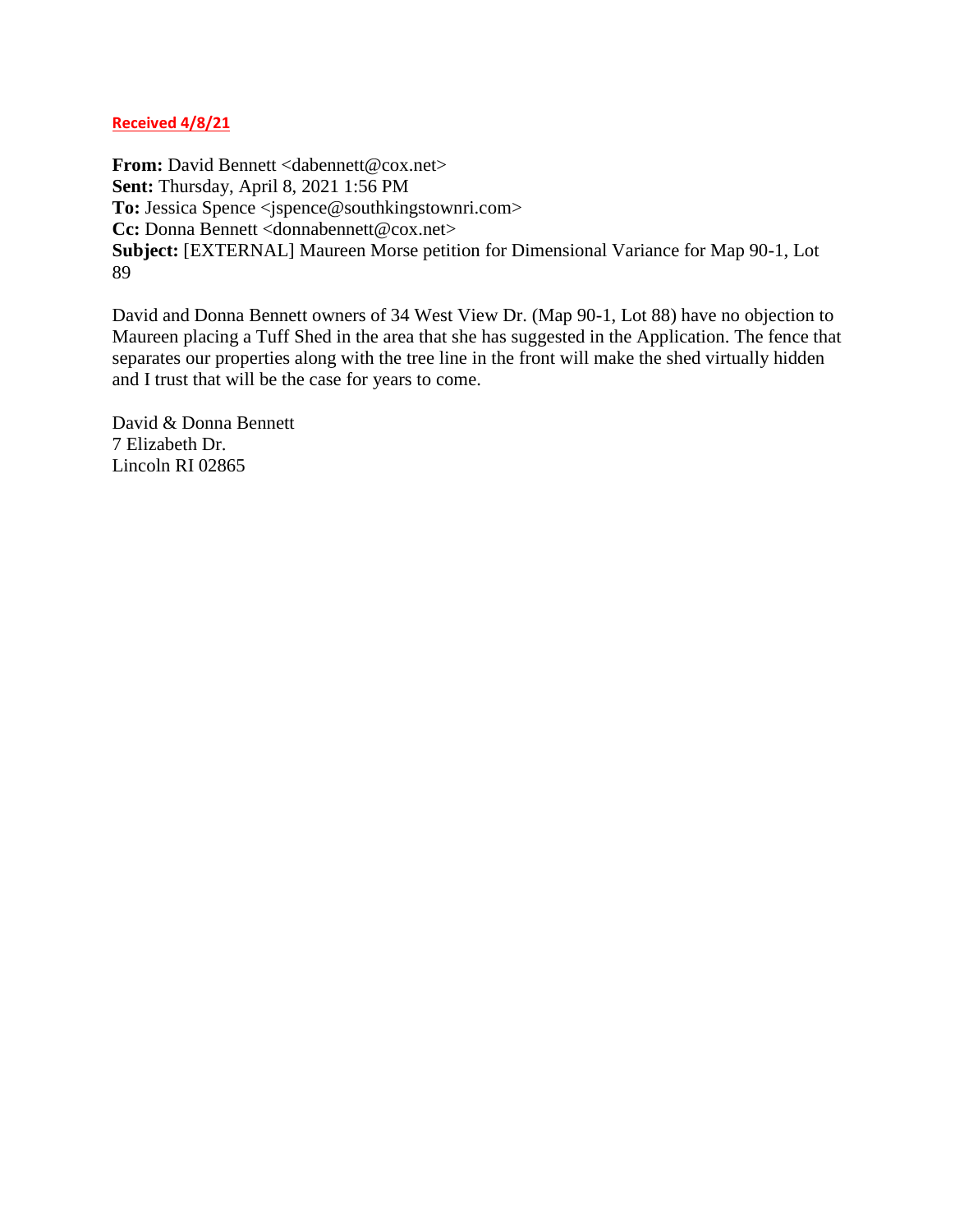**Received 4/8/21**

**From:** David Bennett <dabennett@cox.net>
**Sent:** Thursday, April 8, 2021 1:56 PM
**To:** Jessica Spence <jspence@southkingstownri.com>
**Cc:** Donna Bennett <donnabennett@cox.net>
**Subject:** [EXTERNAL] Maureen Morse petition for Dimensional Variance for Map 90-1, Lot 89

David and Donna Bennett owners of 34 West View Dr. (Map 90-1, Lot 88) have no objection to Maureen placing a Tuff Shed in the area that she has suggested in the Application. The fence that separates our properties along with the tree line in the front will make the shed virtually hidden and I trust that will be the case for years to come.

David & Donna Bennett
7 Elizabeth Dr.
Lincoln RI 02865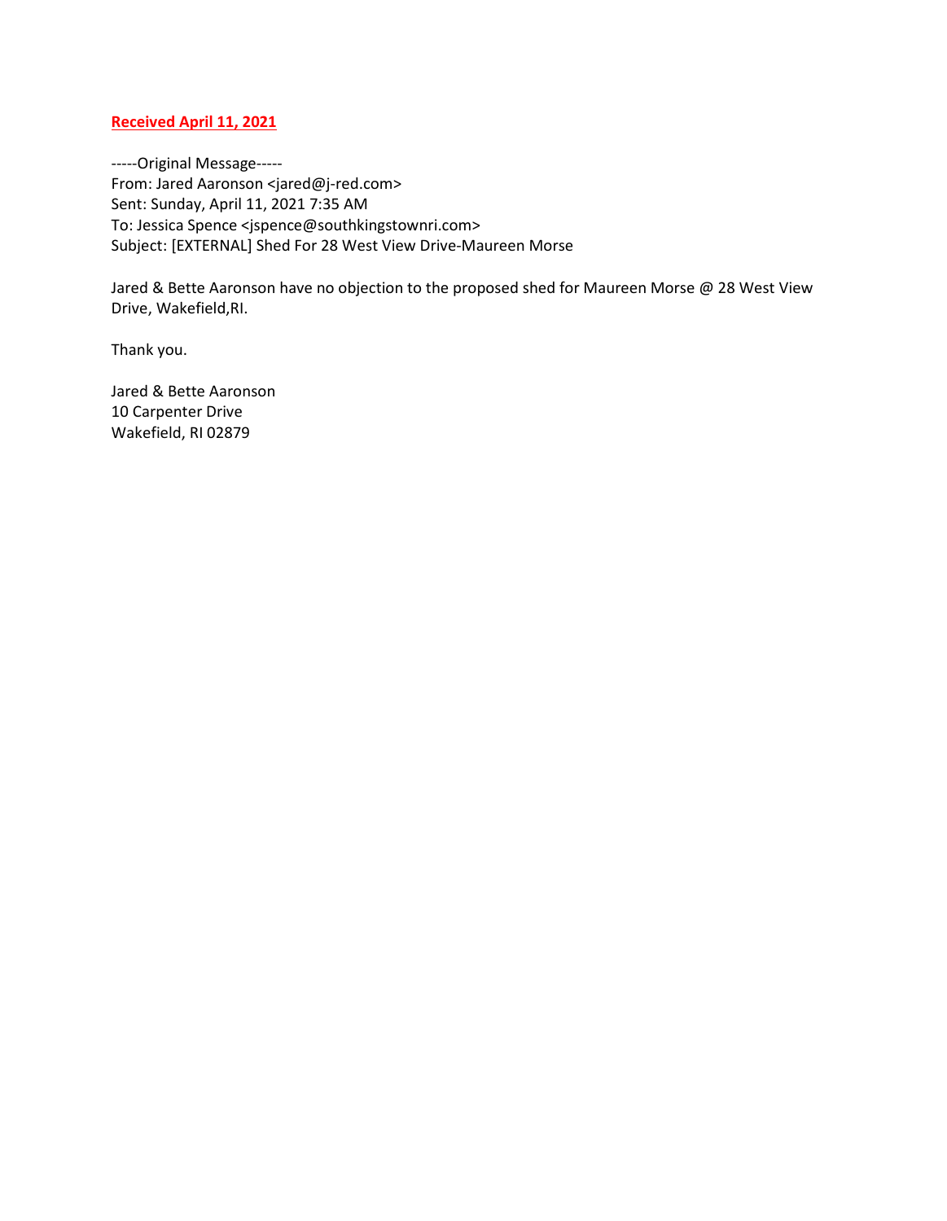**Received April 11, 2021**

-----Original Message-----
From: Jared Aaronson <jared@j-red.com>
Sent: Sunday, April 11, 2021 7:35 AM
To: Jessica Spence <jspence@southkingstownri.com>
Subject: [EXTERNAL] Shed For 28 West View Drive-Maureen Morse

Jared & Bette Aaronson have no objection to the proposed shed for Maureen Morse @ 28 West View Drive, Wakefield,RI.

Thank you.

Jared & Bette Aaronson
10 Carpenter Drive
Wakefield, RI 02879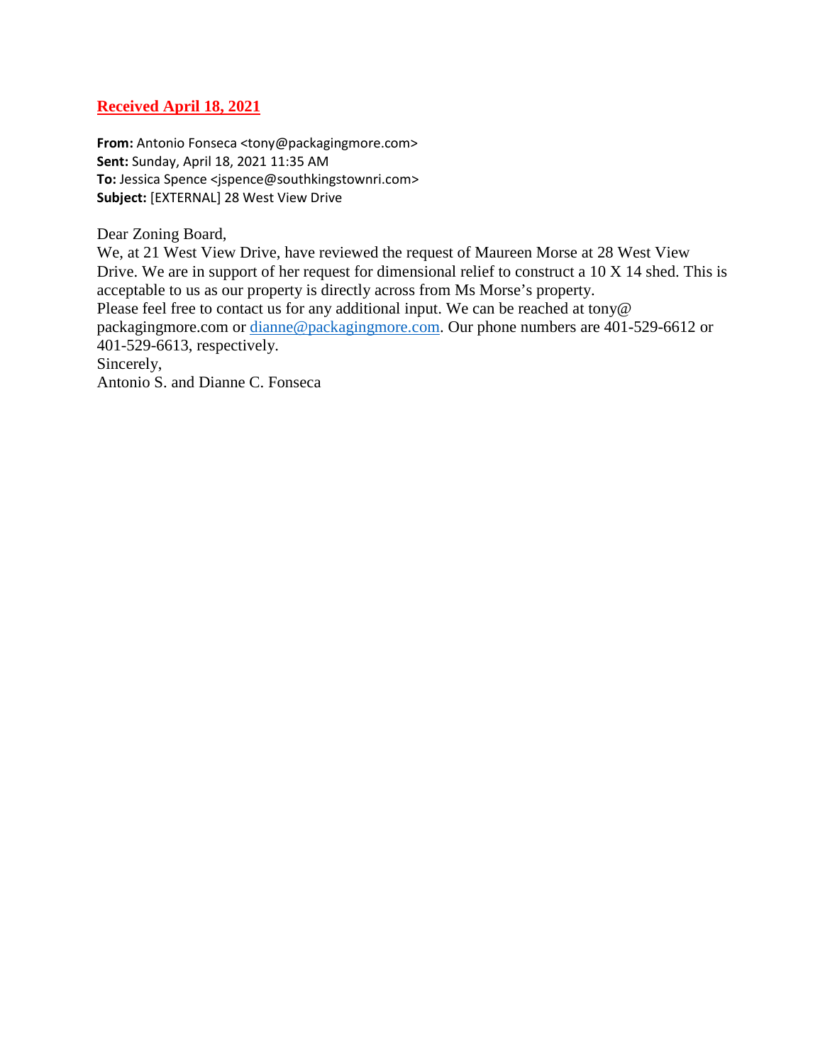**Received April 18, 2021**

**From:** Antonio Fonseca <tony@packagingmore.com>
**Sent:** Sunday, April 18, 2021 11:35 AM
**To:** Jessica Spence <jspence@southkingstownri.com>
**Subject:** [EXTERNAL] 28 West View Drive

Dear Zoning Board,
We, at 21 West View Drive, have reviewed the request of Maureen Morse at 28 West View Drive. We are in support of her request for dimensional relief to construct a 10 X 14 shed. This is acceptable to us as our property is directly across from Ms Morse's property.
Please feel free to contact us for any additional input. We can be reached at tony@ packagingmore.com or dianne@packagingmore.com. Our phone numbers are 401-529-6612 or 401-529-6613, respectively.
Sincerely,
Antonio S. and Dianne C. Fonseca